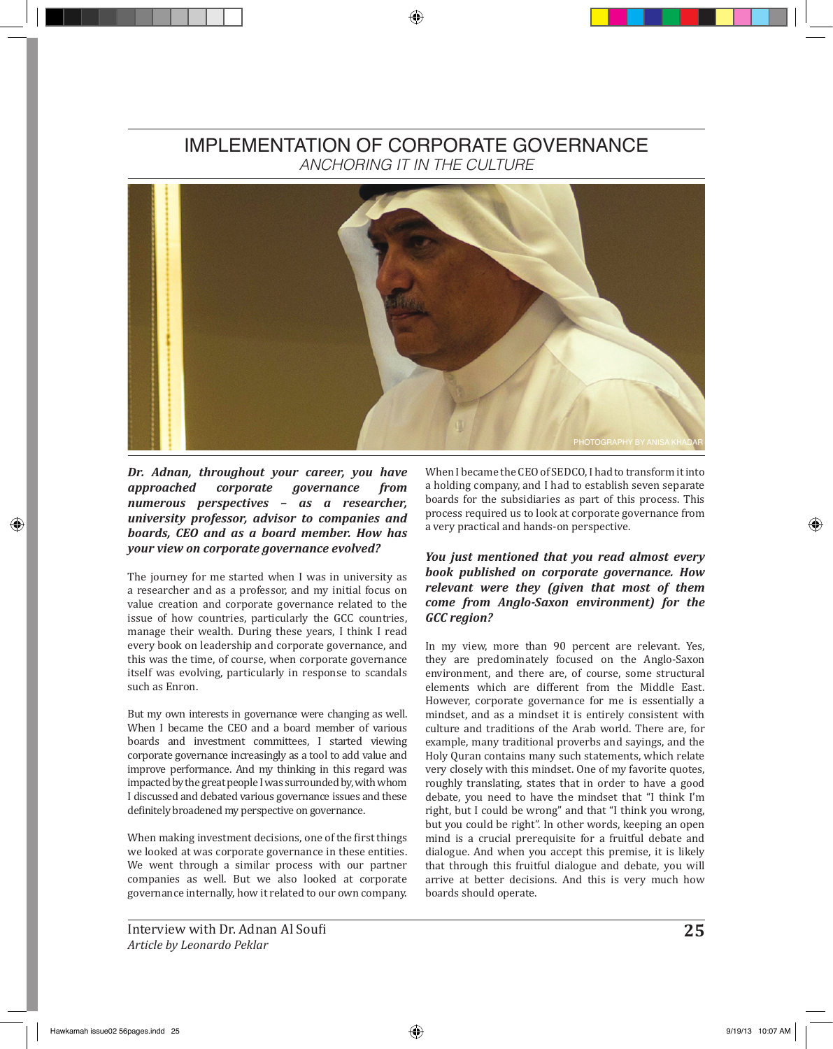# IMPLEMENTATION OF CORPORATE GOVERNANCE

*ANCHORING IT IN THE CULTURE*

PHOTOGRAPHY BY ANISA KHADAR

***Dr. Adnan, throughout your career, you have approached corporate governance from numerous perspectives – as a researcher, university professor, advisor to companies and boards, CEO and as a board member. How has your view on corporate governance evolved?***

The journey for me started when I was in university as a researcher and as a professor, and my initial focus on value creation and corporate governance related to the issue of how countries, particularly the GCC countries, manage their wealth. During these years, I think I read every book on leadership and corporate governance, and this was the time, of course, when corporate governance itself was evolving, particularly in response to scandals such as Enron.

But my own interests in governance were changing as well. When I became the CEO and a board member of various boards and investment committees, I started viewing corporate governance increasingly as a tool to add value and improve performance. And my thinking in this regard was impacted by the great people I was surrounded by, with whom I discussed and debated various governance issues and these definitely broadened my perspective on governance.

When making investment decisions, one of the first things we looked at was corporate governance in these entities. We went through a similar process with our partner companies as well. But we also looked at corporate governance internally, how it related to our own company. When I became the CEO of SEDCO, I had to transform it into a holding company, and I had to establish seven separate boards for the subsidiaries as part of this process. This process required us to look at corporate governance from a very practical and hands-on perspective.

***You just mentioned that you read almost every book published on corporate governance. How relevant were they (given that most of them come from Anglo-Saxon environment) for the GCC region?***

In my view, more than 90 percent are relevant. Yes, they are predominately focused on the Anglo-Saxon environment, and there are, of course, some structural elements which are different from the Middle East. However, corporate governance for me is essentially a mindset, and as a mindset it is entirely consistent with culture and traditions of the Arab world. There are, for example, many traditional proverbs and sayings, and the Holy Quran contains many such statements, which relate very closely with this mindset. One of my favorite quotes, roughly translating, states that in order to have a good debate, you need to have the mindset that "I think I'm right, but I could be wrong" and that "I think you wrong, but you could be right". In other words, keeping an open mind is a crucial prerequisite for a fruitful debate and dialogue. And when you accept this premise, it is likely that through this fruitful dialogue and debate, you will arrive at better decisions. And this is very much how boards should operate.

Interview with Dr. Adnan Al Soufi
*Article by Leonardo Peklar*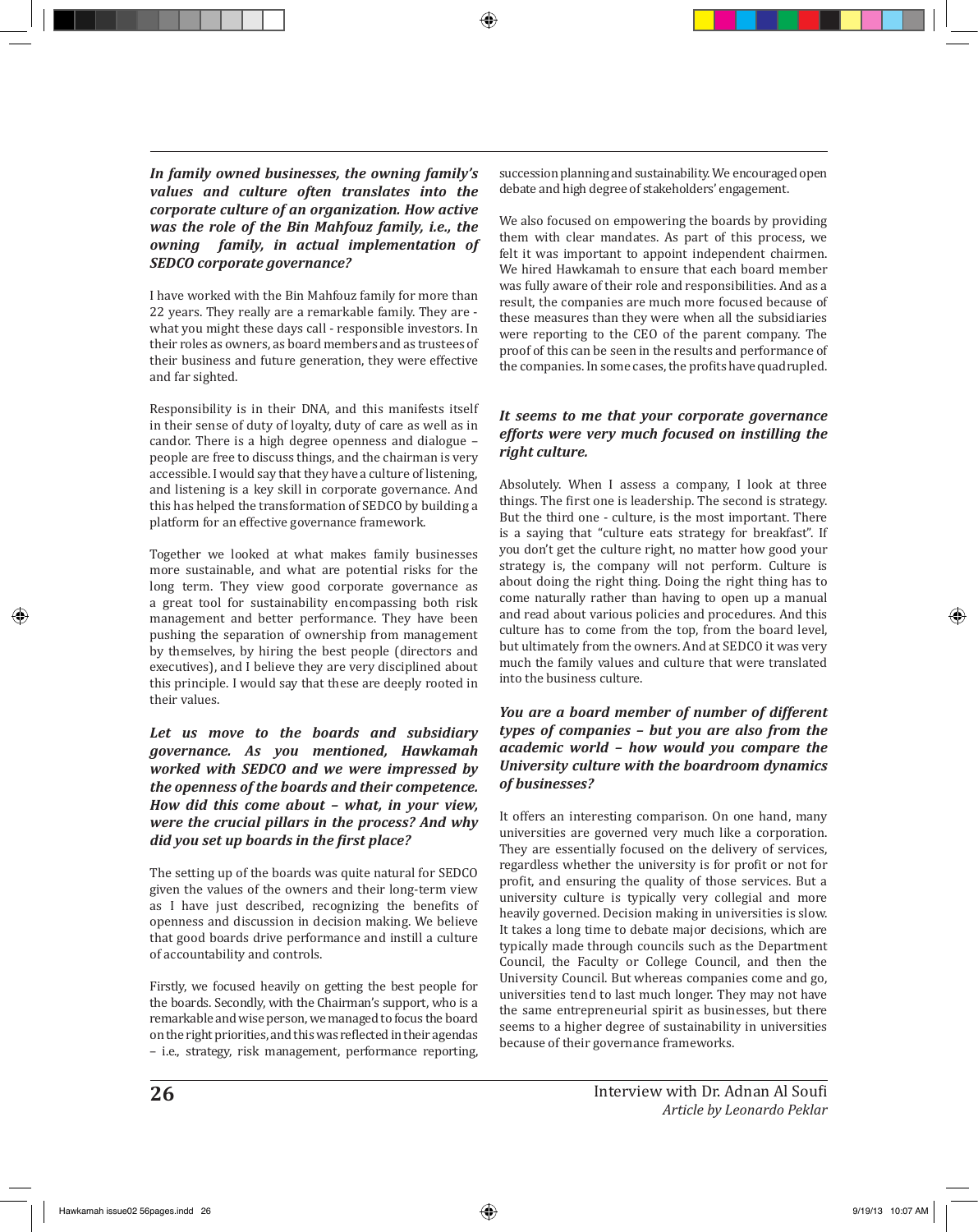***In family owned businesses, the owning family's values and culture often translates into the corporate culture of an organization. How active was the role of the Bin Mahfouz family, i.e., the owning family, in actual implementation of SEDCO corporate governance?***

I have worked with the Bin Mahfouz family for more than 22 years. They really are a remarkable family. They are - what you might these days call - responsible investors. In their roles as owners, as board members and as trustees of their business and future generation, they were effective and far sighted.

Responsibility is in their DNA, and this manifests itself in their sense of duty of loyalty, duty of care as well as in candor. There is a high degree openness and dialogue – people are free to discuss things, and the chairman is very accessible. I would say that they have a culture of listening, and listening is a key skill in corporate governance. And this has helped the transformation of SEDCO by building a platform for an effective governance framework.

Together we looked at what makes family businesses more sustainable, and what are potential risks for the long term. They view good corporate governance as a great tool for sustainability encompassing both risk management and better performance. They have been pushing the separation of ownership from management by themselves, by hiring the best people (directors and executives), and I believe they are very disciplined about this principle. I would say that these are deeply rooted in their values.

***Let us move to the boards and subsidiary governance. As you mentioned, Hawkamah worked with SEDCO and we were impressed by the openness of the boards and their competence. How did this come about – what, in your view, were the crucial pillars in the process? And why did you set up boards in the first place?***

The setting up of the boards was quite natural for SEDCO given the values of the owners and their long-term view as I have just described, recognizing the benefits of openness and discussion in decision making. We believe that good boards drive performance and instill a culture of accountability and controls.

Firstly, we focused heavily on getting the best people for the boards. Secondly, with the Chairman's support, who is a remarkable and wise person, we managed to focus the board on the right priorities, and this was reflected in their agendas – i.e., strategy, risk management, performance reporting, succession planning and sustainability. We encouraged open debate and high degree of stakeholders' engagement.

We also focused on empowering the boards by providing them with clear mandates. As part of this process, we felt it was important to appoint independent chairmen. We hired Hawkamah to ensure that each board member was fully aware of their role and responsibilities. And as a result, the companies are much more focused because of these measures than they were when all the subsidiaries were reporting to the CEO of the parent company. The proof of this can be seen in the results and performance of the companies. In some cases, the profits have quadrupled.

***It seems to me that your corporate governance efforts were very much focused on instilling the right culture.***

Absolutely. When I assess a company, I look at three things. The first one is leadership. The second is strategy. But the third one - culture, is the most important. There is a saying that "culture eats strategy for breakfast". If you don't get the culture right, no matter how good your strategy is, the company will not perform. Culture is about doing the right thing. Doing the right thing has to come naturally rather than having to open up a manual and read about various policies and procedures. And this culture has to come from the top, from the board level, but ultimately from the owners. And at SEDCO it was very much the family values and culture that were translated into the business culture.

***You are a board member of number of different types of companies – but you are also from the academic world – how would you compare the University culture with the boardroom dynamics of businesses?***

It offers an interesting comparison. On one hand, many universities are governed very much like a corporation. They are essentially focused on the delivery of services, regardless whether the university is for profit or not for profit, and ensuring the quality of those services. But a university culture is typically very collegial and more heavily governed. Decision making in universities is slow. It takes a long time to debate major decisions, which are typically made through councils such as the Department Council, the Faculty or College Council, and then the University Council. But whereas companies come and go, universities tend to last much longer. They may not have the same entrepreneurial spirit as businesses, but there seems to a higher degree of sustainability in universities because of their governance frameworks.